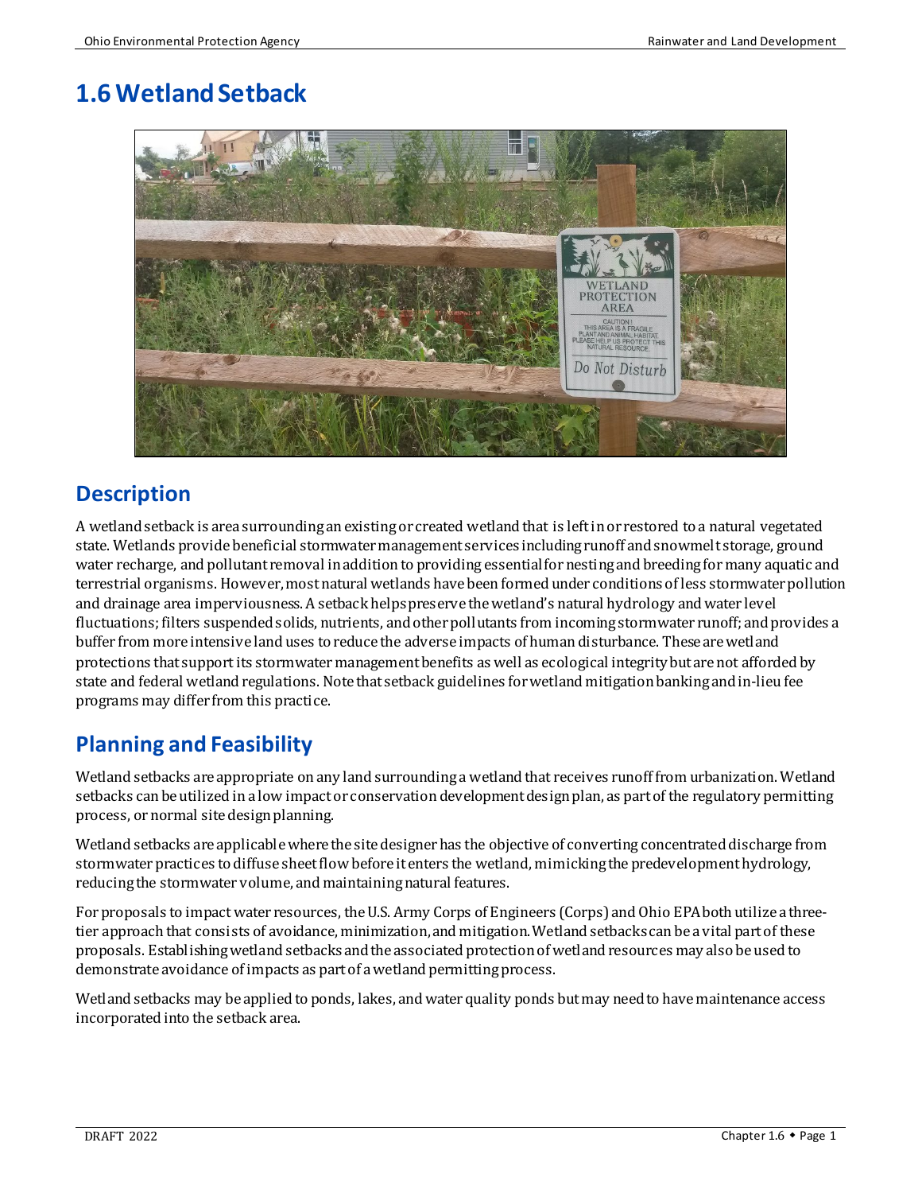# 1.6 Wetland Setback

## Description

A wetland setback is area surrounding an existing or created wetland that is left in or restored to a natural vegetated state. Wetlands provide beneficial stormwater management services including runoff and snowmelt storage, ground water recharge, and pollutant removal in addition to providing essential for nesting and breeding for many aquatic and terrestrial organisms. However, most natural wetlands have been formed under conditions of less stormwater pollution and drainage area imperviousness. A setback helps preserve the wetland's natural hydrology and water level fluctuations; filters suspended solids, nutrients, and other pollutants from incoming stormwater runoff; and provides a buffer from more intensive land uses to reduce the adverse impacts of human disturbance. These are wetland protections that support its stormwater management benefits as well as ecological integrity but are not afforded by state and federal wetland regulations. Note that setback guidelines for wetland mitigation banking and in-lieu fee programs may differ from this practice.

## Planning and Feasibility

Wetland setbacks are appropriate on any land surrounding a wetland that receives runoff from urbanization. Wetland setbacks can be utilized in a low impact or conservation development design plan, as part of the regulatory permitting process, or normal site design planning.

Wetland setbacks are applicable where the site designer has the objective of converting concentrated discharge from stormwater practices to diffuse sheet flow before it enters the wetland, mimicking the predevelopment hydrology, reducing the stormwater volume, and maintaining natural features.

For proposals to impact water resources, the U.S. Army Corps of Engineers (Corps) and Ohio EPA both utilize a three-tier approach that consists of avoidance, minimization, and mitigation. Wetland setbacks can be a vital part of these proposals. Establishing wetland setbacks and the associated protection of wetland resources may also be used to demonstrate avoidance of impacts as part of a wetland permitting process.

Wetland setbacks may be applied to ponds, lakes, and water quality ponds but may need to have maintenance access incorporated into the setback area.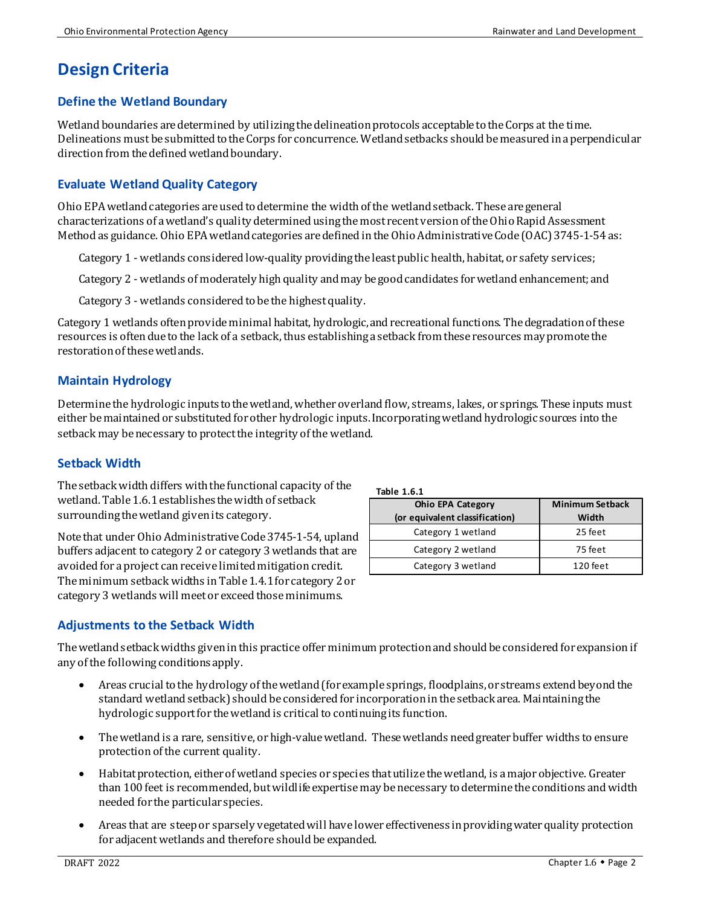# Design Criteria

## Define the Wetland Boundary

Wetland boundaries are determined by utilizing the delineation protocols acceptable to the Corps at the time. Delineations must be submitted to the Corps for concurrence. Wetland setbacks should be measured in a perpendicular direction from the defined wetland boundary.

## Evaluate Wetland Quality Category

Ohio EPA wetland categories are used to determine the width of the wetland setback. These are general characterizations of a wetland's quality determined using the most recent version of the Ohio Rapid Assessment Method as guidance. Ohio EPA wetland categories are defined in the Ohio Administrative Code (OAC) 3745-1-54 as:

Category 1 - wetlands considered low-quality providing the least public health, habitat, or safety services;

Category 2 - wetlands of moderately high quality and may be good candidates for wetland enhancement; and

Category 3 - wetlands considered to be the highest quality.

Category 1 wetlands often provide minimal habitat, hydrologic, and recreational functions. The degradation of these resources is often due to the lack of a setback, thus establishing a setback from these resources may promote the restoration of these wetlands.

## Maintain Hydrology

Determine the hydrologic inputs to the wetland, whether overland flow, streams, lakes, or springs. These inputs must either be maintained or substituted for other hydrologic inputs. Incorporating wetland hydrologic sources into the setback may be necessary to protect the integrity of the wetland.

## Setback Width

The setback width differs with the functional capacity of the wetland. Table 1.6.1 establishes the width of setback surrounding the wetland given its category.

Note that under Ohio Administrative Code 3745-1-54, upland buffers adjacent to category 2 or category 3 wetlands that are avoided for a project can receive limited mitigation credit. The minimum setback widths in Table 1.4.1 for category 2 or category 3 wetlands will meet or exceed those minimums.

**Table 1.6.1**

| Ohio EPA Category (or equivalent classification) | Minimum Setback Width |
|---|---|
| Category 1 wetland | 25 feet |
| Category 2 wetland | 75 feet |
| Category 3 wetland | 120 feet |

## Adjustments to the Setback Width

The wetland setback widths given in this practice offer minimum protection and should be considered for expansion if any of the following conditions apply.

- Areas crucial to the hydrology of the wetland (for example springs, floodplains, or streams extend beyond the standard wetland setback) should be considered for incorporation in the setback area. Maintaining the hydrologic support for the wetland is critical to continuing its function.
- The wetland is a rare, sensitive, or high-value wetland. These wetlands need greater buffer widths to ensure protection of the current quality.
- Habitat protection, either of wetland species or species that utilize the wetland, is a major objective. Greater than 100 feet is recommended, but wildlife expertise may be necessary to determine the conditions and width needed for the particular species.
- Areas that are steep or sparsely vegetated will have lower effectiveness in providing water quality protection for adjacent wetlands and therefore should be expanded.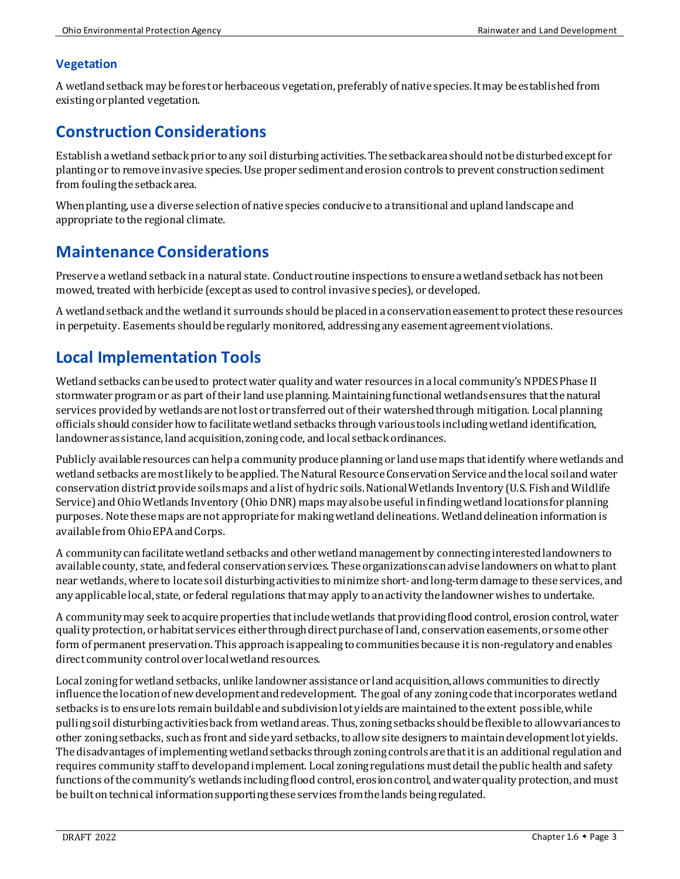### Vegetation

A wetland setback may be forest or herbaceous vegetation, preferably of native species. It may be established from existing or planted vegetation.

## Construction Considerations

Establish a wetland setback prior to any soil disturbing activities. The setback area should not be disturbed except for planting or to remove invasive species. Use proper sediment and erosion controls to prevent construction sediment from fouling the setback area.

When planting, use a diverse selection of native species conducive to a transitional and upland landscape and appropriate to the regional climate.

## Maintenance Considerations

Preserve a wetland setback in a natural state. Conduct routine inspections to ensure a wetland setback has not been mowed, treated with herbicide (except as used to control invasive species), or developed.

A wetland setback and the wetland it surrounds should be placed in a conservation easement to protect these resources in perpetuity. Easements should be regularly monitored, addressing any easement agreement violations.

## Local Implementation Tools

Wetland setbacks can be used to protect water quality and water resources in a local community's NPDES Phase II stormwater program or as part of their land use planning. Maintaining functional wetlands ensures that the natural services provided by wetlands are not lost or transferred out of their watershed through mitigation. Local planning officials should consider how to facilitate wetland setbacks through various tools including wetland identification, landowner assistance, land acquisition, zoning code, and local setback ordinances.

Publicly available resources can help a community produce planning or land use maps that identify where wetlands and wetland setbacks are most likely to be applied. The Natural Resource Conservation Service and the local soil and water conservation district provide soils maps and a list of hydric soils. National Wetlands Inventory (U.S. Fish and Wildlife Service) and Ohio Wetlands Inventory (Ohio DNR) maps may also be useful in finding wetland locations for planning purposes. Note these maps are not appropriate for making wetland delineations. Wetland delineation information is available from Ohio EPA and Corps.

A community can facilitate wetland setbacks and other wetland management by connecting interested landowners to available county, state, and federal conservation services. These organizations can advise landowners on what to plant near wetlands, where to locate soil disturbing activities to minimize short- and long-term damage to these services, and any applicable local, state, or federal regulations that may apply to an activity the landowner wishes to undertake.

A community may seek to acquire properties that include wetlands that providing flood control, erosion control, water quality protection, or habitat services either through direct purchase of land, conservation easements, or some other form of permanent preservation. This approach is appealing to communities because it is non-regulatory and enables direct community control over local wetland resources.

Local zoning for wetland setbacks, unlike landowner assistance or land acquisition, allows communities to directly influence the location of new development and redevelopment. The goal of any zoning code that incorporates wetland setbacks is to ensure lots remain buildable and subdivision lot yields are maintained to the extent possible, while pulling soil disturbing activities back from wetland areas. Thus, zoning setbacks should be flexible to allow variances to other zoning setbacks, such as front and side yard setbacks, to allow site designers to maintain development lot yields. The disadvantages of implementing wetland setbacks through zoning controls are that it is an additional regulation and requires community staff to develop and implement. Local zoning regulations must detail the public health and safety functions of the community's wetlands including flood control, erosion control, and water quality protection, and must be built on technical information supporting these services from the lands being regulated.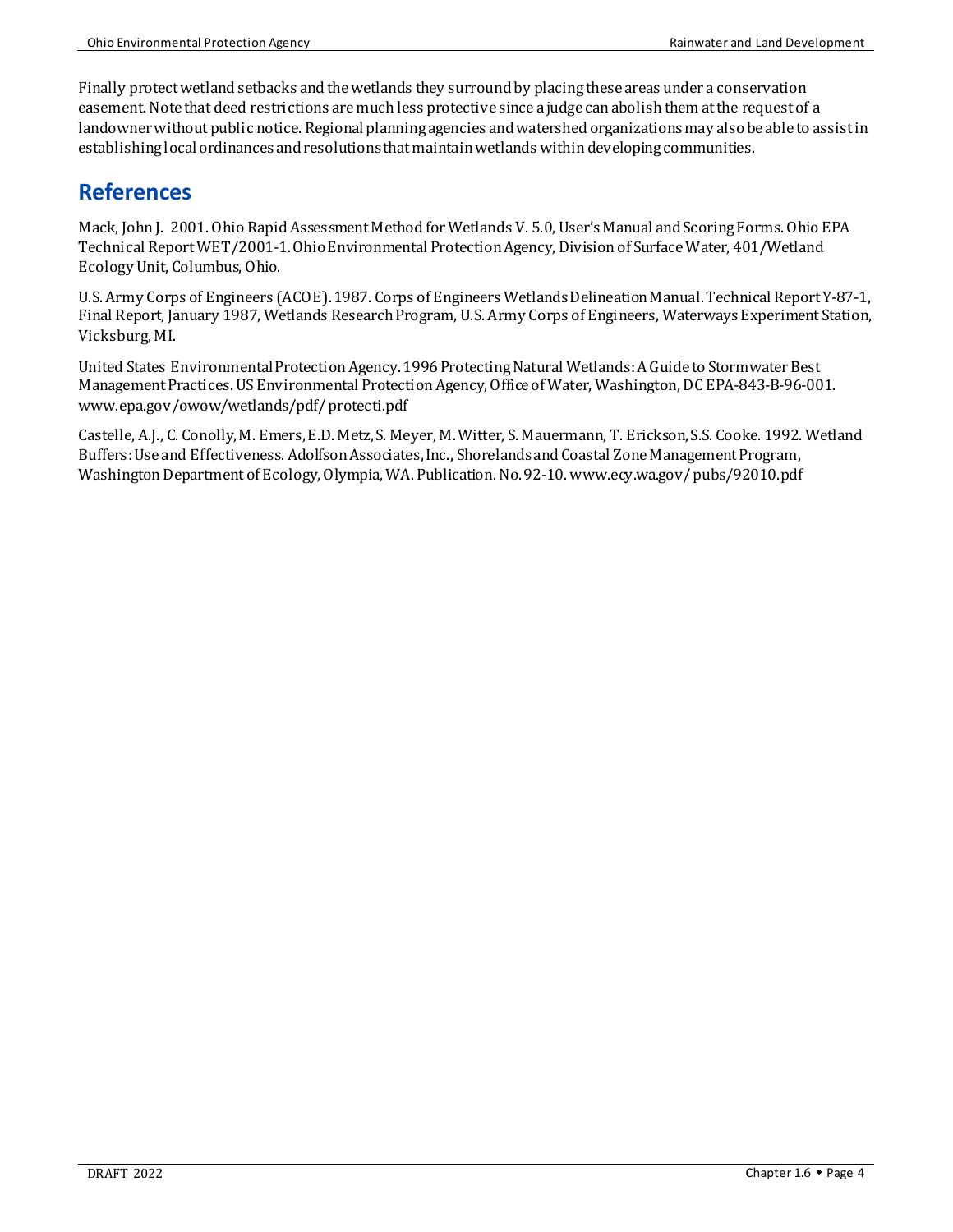Finally protect wetland setbacks and the wetlands they surround by placing these areas under a conservation easement. Note that deed restrictions are much less protective since a judge can abolish them at the request of a landowner without public notice. Regional planning agencies and watershed organizations may also be able to assist in establishing local ordinances and resolutions that maintain wetlands within developing communities.

## References

Mack, John J. 2001. Ohio Rapid Assessment Method for Wetlands V. 5.0, User's Manual and Scoring Forms. Ohio EPA Technical Report WET/2001-1. Ohio Environmental Protection Agency, Division of Surface Water, 401/Wetland Ecology Unit, Columbus, Ohio.

U.S. Army Corps of Engineers (ACOE). 1987. Corps of Engineers Wetlands Delineation Manual. Technical Report Y-87-1, Final Report, January 1987, Wetlands Research Program, U.S. Army Corps of Engineers, Waterways Experiment Station, Vicksburg, MI.

United States Environmental Protection Agency. 1996 Protecting Natural Wetlands: A Guide to Stormwater Best Management Practices. US Environmental Protection Agency, Office of Water, Washington, DC EPA-843-B-96-001. www.epa.gov/owow/wetlands/pdf/ protecti.pdf

Castelle, A.J., C. Conolly, M. Emers, E.D. Metz, S. Meyer, M. Witter, S. Mauermann, T. Erickson, S.S. Cooke. 1992. Wetland Buffers: Use and Effectiveness. Adolfson Associates, Inc., Shorelands and Coastal Zone Management Program, Washington Department of Ecology, Olympia, WA. Publication. No. 92-10. www.ecy.wa.gov/ pubs/92010.pdf